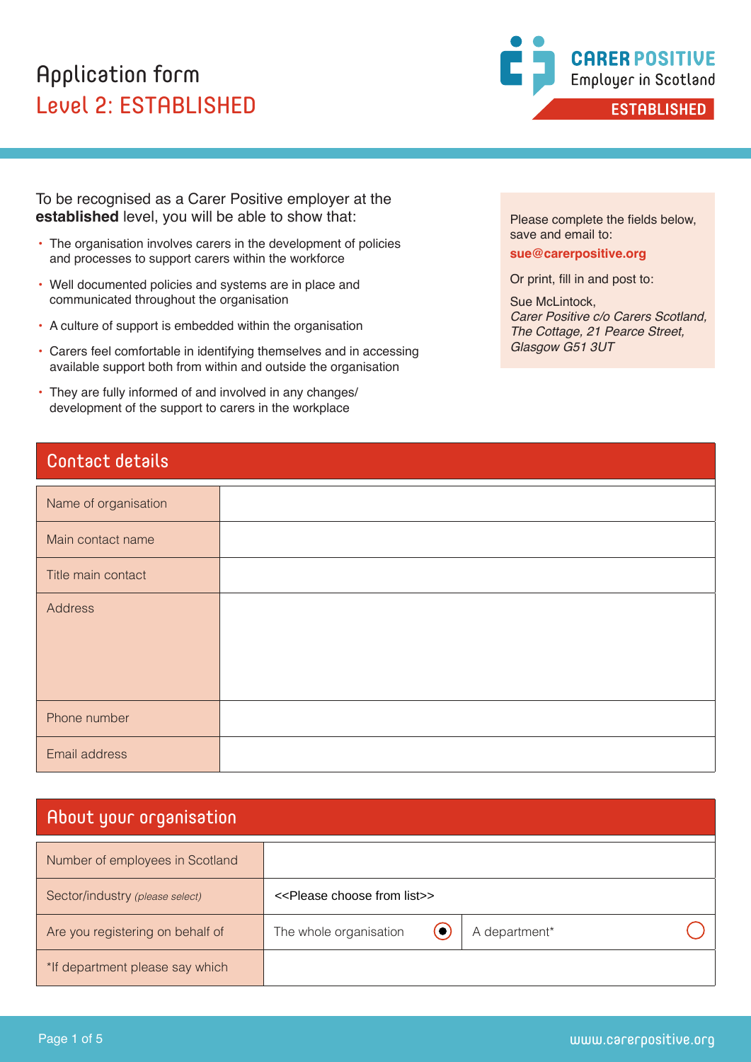# Application form

## Level 2: ESTABLISHED

CARER POSITIVE
Employer in Scotland
ESTABLISHED

To be recognised as a Carer Positive employer at the **established** level, you will be able to show that:

- The organisation involves carers in the development of policies and processes to support carers within the workforce
- Well documented policies and systems are in place and communicated throughout the organisation
- A culture of support is embedded within the organisation
- Carers feel comfortable in identifying themselves and in accessing available support both from within and outside the organisation
- They are fully informed of and involved in any changes/ development of the support to carers in the workplace

Please complete the fields below, save and email to:

**sue@carerpositive.org**

Or print, fill in and post to:

Sue McLintock,
*Carer Positive c/o Carers Scotland,*
*The Cottage, 21 Pearce Street,*
*Glasgow G51 3UT*

## Contact details

| Field | Response |
|---|---|
| Name of organisation | |
| Main contact name | |
| Title main contact | |
| Address | |
| Phone number | |
| Email address | |

## About your organisation

| Field | | |
|---|---|---|
| Number of employees in Scotland | | |
| Sector/industry *(please select)* | <<Please choose from list>> | |
| Are you registering on behalf of | The whole organisation ◉ | A department* ○ |
| *If department please say which | | |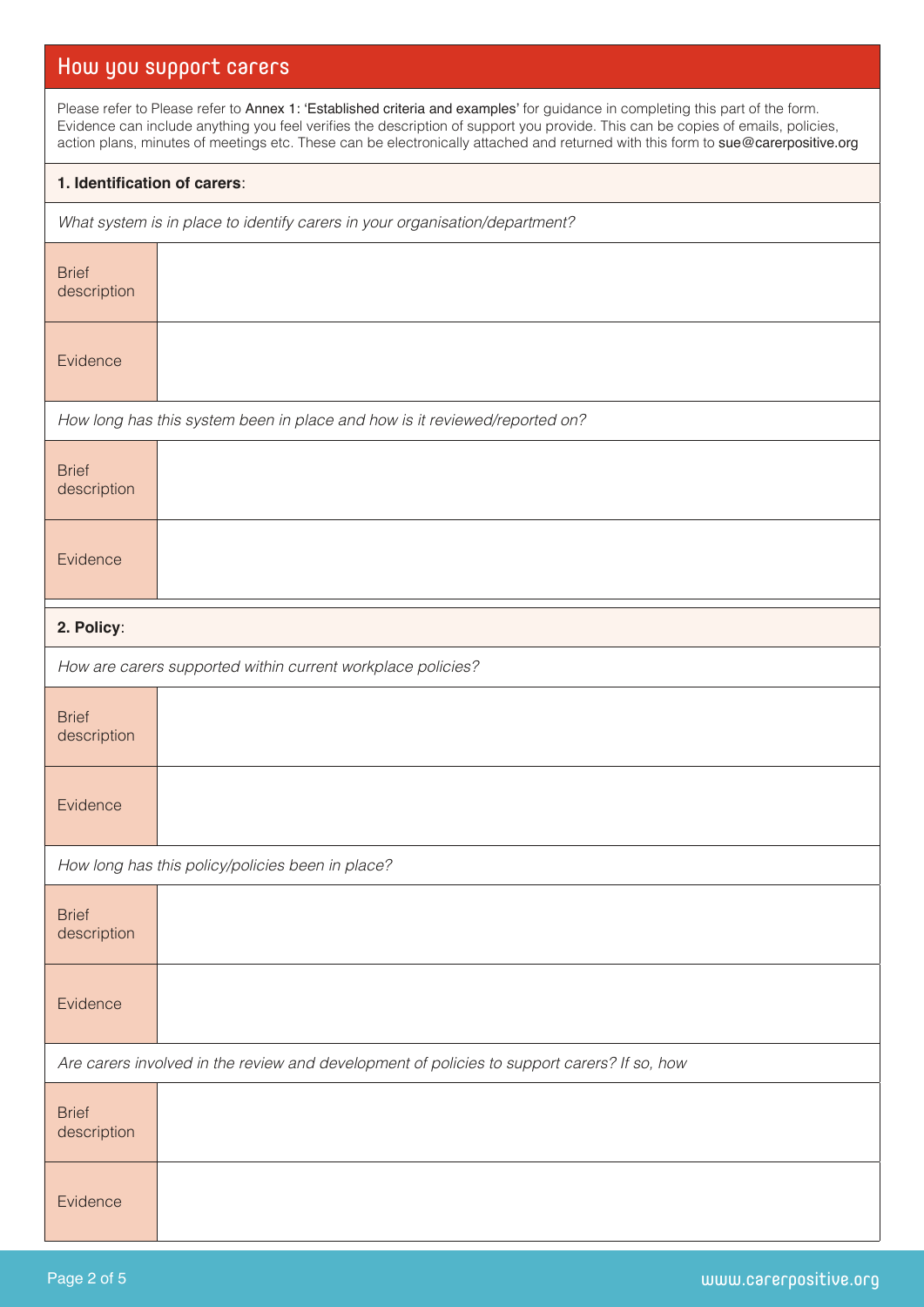## How you support carers

Please refer to Please refer to Annex 1: 'Established criteria and examples' for guidance in completing this part of the form. Evidence can include anything you feel verifies the description of support you provide. This can be copies of emails, policies, action plans, minutes of meetings etc. These can be electronically attached and returned with this form to sue@carerpositive.org

### **1. Identification of carers**:

*What system is in place to identify carers in your organisation/department?*

| | |
|---|---|
| Brief description | |
| Evidence | |

*How long has this system been in place and how is it reviewed/reported on?*

| | |
|---|---|
| Brief description | |
| Evidence | |

### **2. Policy**:

*How are carers supported within current workplace policies?*

| | |
|---|---|
| Brief description | |
| Evidence | |

*How long has this policy/policies been in place?*

| | |
|---|---|
| Brief description | |
| Evidence | |

*Are carers involved in the review and development of policies to support carers? If so, how*

| | |
|---|---|
| Brief description | |
| Evidence | |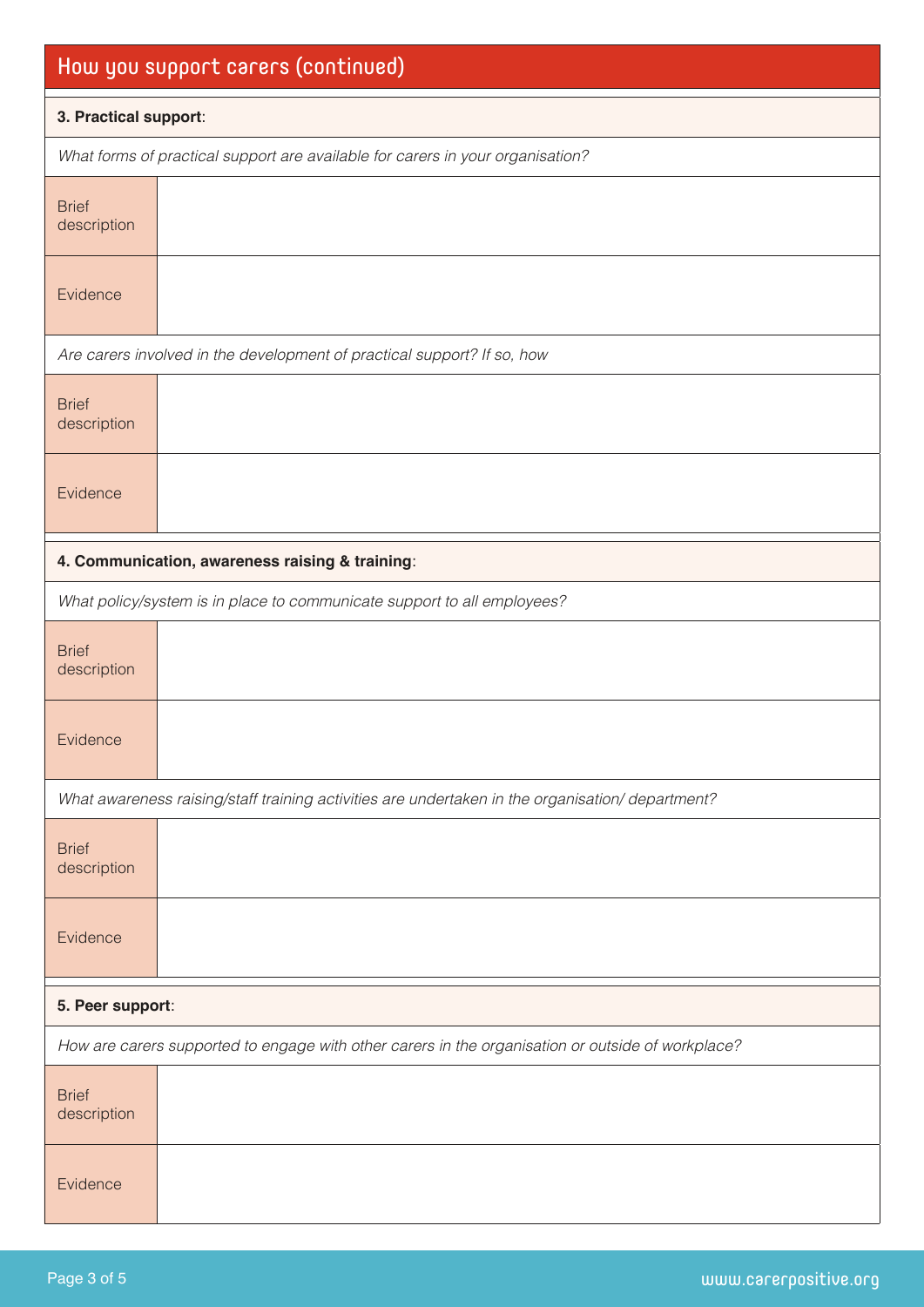## How you support carers (continued)

**3. Practical support**:

*What forms of practical support are available for carers in your organisation?*

| | |
|---|---|
| Brief description | |
| Evidence | |

*Are carers involved in the development of practical support? If so, how*

| | |
|---|---|
| Brief description | |
| Evidence | |

**4. Communication, awareness raising & training**:

*What policy/system is in place to communicate support to all employees?*

| | |
|---|---|
| Brief description | |
| Evidence | |

*What awareness raising/staff training activities are undertaken in the organisation/ department?*

| | |
|---|---|
| Brief description | |
| Evidence | |

**5. Peer support**:

*How are carers supported to engage with other carers in the organisation or outside of workplace?*

| | |
|---|---|
| Brief description | |
| Evidence | |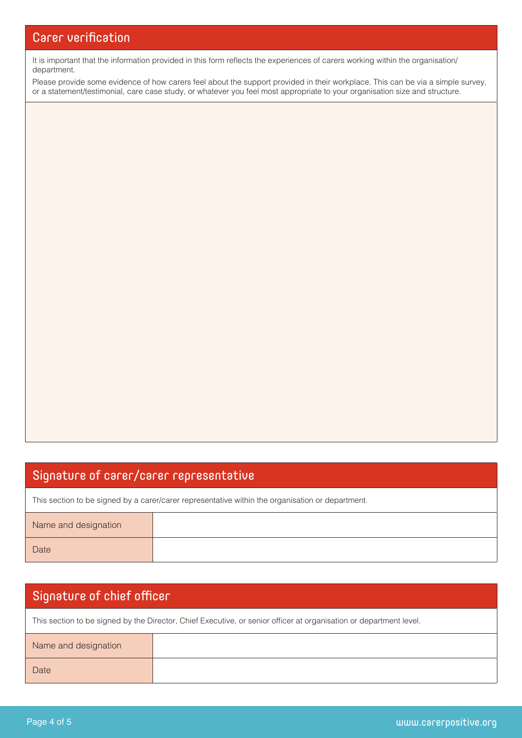## Carer verification

It is important that the information provided in this form reflects the experiences of carers working within the organisation/ department.

Please provide some evidence of how carers feel about the support provided in their workplace. This can be via a simple survey, or a statement/testimonial, care case study, or whatever you feel most appropriate to your organisation size and structure.

## Signature of carer/carer representative

This section to be signed by a carer/carer representative within the organisation or department.

| Name and designation | |
|---|---|
| Date | |

## Signature of chief officer

This section to be signed by the Director, Chief Executive, or senior officer at organisation or department level.

| Name and designation | |
|---|---|
| Date | |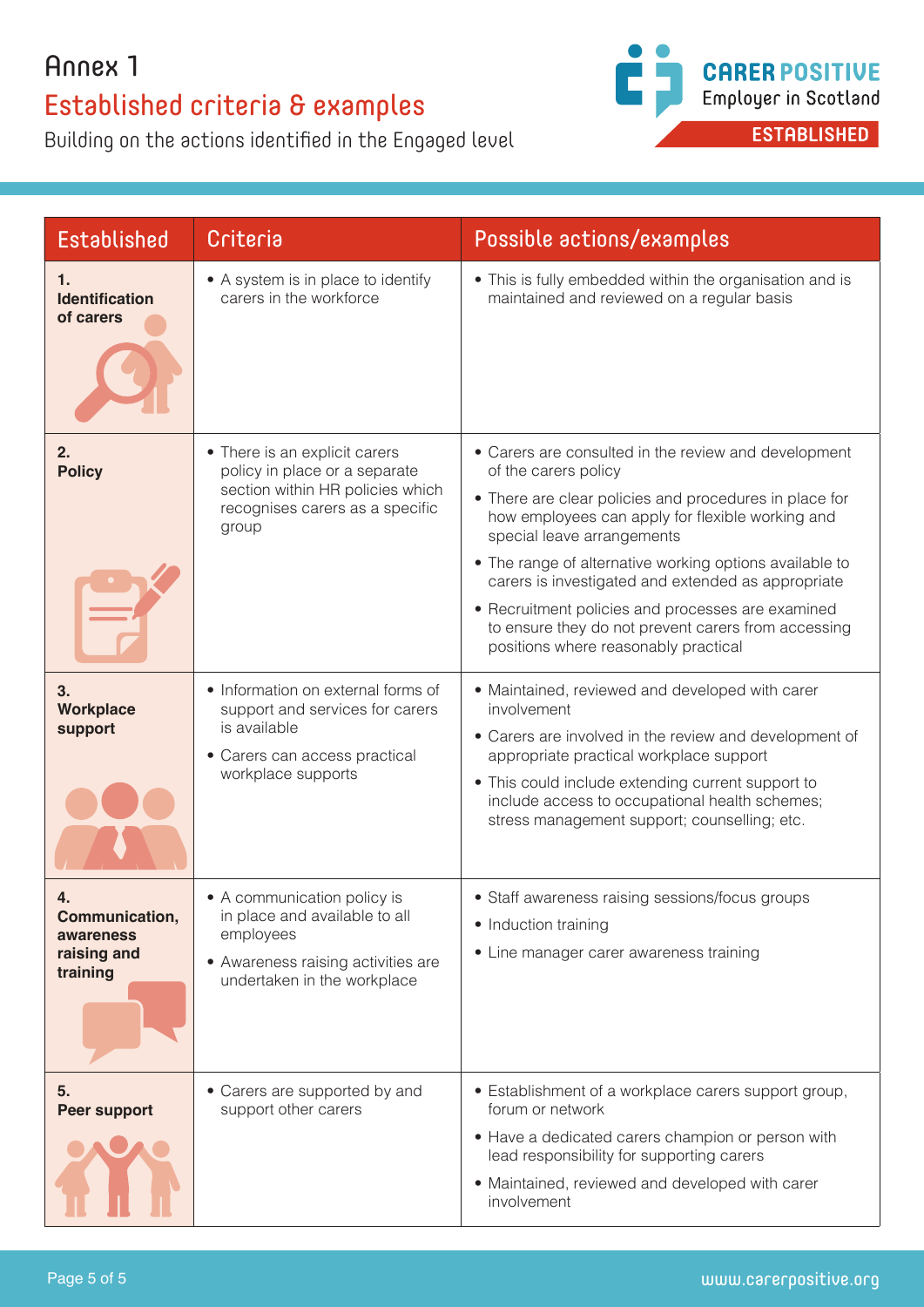# Annex 1

## Established criteria & examples

Building on the actions identified in the Engaged level

CARER POSITIVE
Employer in Scotland
ESTABLISHED

| Established | Criteria | Possible actions/examples |
|---|---|---|
| **1. Identification of carers** | • A system is in place to identify carers in the workforce | • This is fully embedded within the organisation and is maintained and reviewed on a regular basis |
| **2. Policy** | • There is an explicit carers policy in place or a separate section within HR policies which recognises carers as a specific group | • Carers are consulted in the review and development of the carers policy<br>• There are clear policies and procedures in place for how employees can apply for flexible working and special leave arrangements<br>• The range of alternative working options available to carers is investigated and extended as appropriate<br>• Recruitment policies and processes are examined to ensure they do not prevent carers from accessing positions where reasonably practical |
| **3. Workplace support** | • Information on external forms of support and services for carers is available<br>• Carers can access practical workplace supports | • Maintained, reviewed and developed with carer involvement<br>• Carers are involved in the review and development of appropriate practical workplace support<br>• This could include extending current support to include access to occupational health schemes; stress management support; counselling; etc. |
| **4. Communication, awareness raising and training** | • A communication policy is in place and available to all employees<br>• Awareness raising activities are undertaken in the workplace | • Staff awareness raising sessions/focus groups<br>• Induction training<br>• Line manager carer awareness training |
| **5. Peer support** | • Carers are supported by and support other carers | • Establishment of a workplace carers support group, forum or network<br>• Have a dedicated carers champion or person with lead responsibility for supporting carers<br>• Maintained, reviewed and developed with carer involvement |

www.carerpositive.org